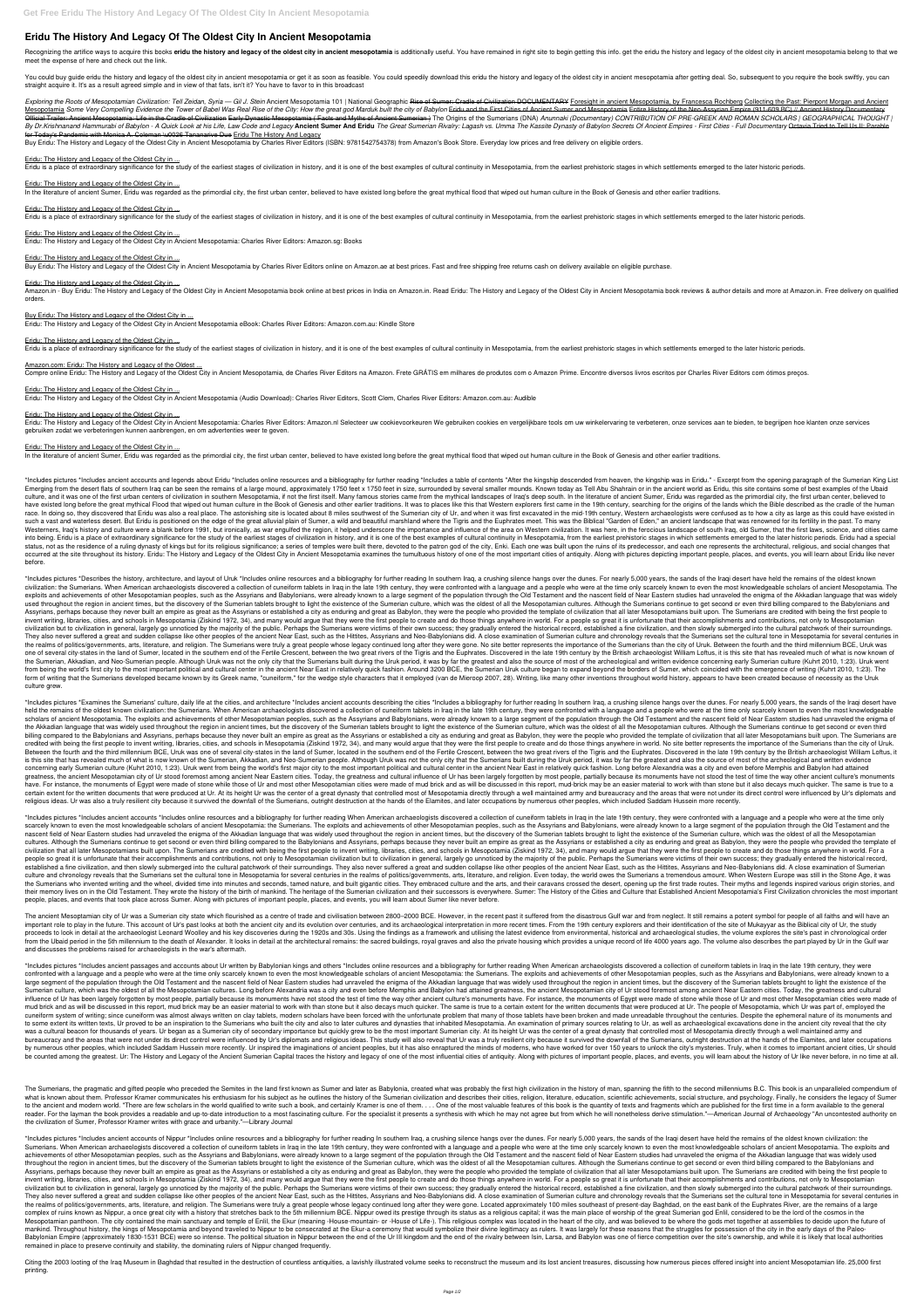# **Eridu The History And Legacy Of The Oldest City In Ancient Mesopotamia**

Recognizing the artifice ways to acquire this books eridu the history and legacy of the oldest city in ancient mesopotamia is additionally useful. You have remained in right site to begin getting this info. get the eridu t meet the expense of here and check out the link.

You could buy guide eridu the history and legacy of the oldest city in ancient mesopotamia or get it as soon as feasible. You could speedily download this eridu the history and legacy of the oldest city in ancient mesopota straight acquire it. It's as a result agreed simple and in view of that fats, isn't it? You have to favor to in this broadcast

Exploring the Roots of Mesopotamian Civilization: Tell Zeidan, Syria - Gil J. Stein Ancient Mesopotamia 101 | National Geographic Rise of Sumer: Cradle of Civilization DOCUMENTARY Foresight in ancient Mesopotamia, by Franc Mesopotamia Some Very Compelling Evidence the Tower of Babel Was Real Rise of the City: How the great god Marduk built the city of Babylon Eridu and the First Cities of Ancient Sumer and Mesopotamia Entire History of the N Official Trailer: Ancient Mesopotamia: Life in the Cradle of Civilization Early Dynastic Mesopotamia ( Facts and Myths of Ancient Sumerian ) The Origins of the Sumerians (DNA) Anunnaki (Documentary) CONTRIBUTION OF PRE-GRE By Dr.Krishnanand Hammurabi of Babylon - A Quick Look at his Life, Law Code and Legacy Ancient Sumer And Eridu The Great Sumerian Rivalry: Lagash vs. Umma The Kassite Dynasty of Babylon Secrets Of Ancient Empires - First C for Today's Pandemic with Monica A. Coleman \u0026 Tananarive Due Eridu The History And Legacy

Buy Eridu: The History and Legacy of the Oldest City in Ancient Mesopotamia by Charles River Editors (ISBN: 9781542754378) from Amazon's Book Store. Everyday low prices and free delivery on eligible orders.

Amazon.in - Buy Eridu: The History and Legacy of the Oldest City in Ancient Mesopotamia book online at best prices in India on Amazon.in. Read Eridu: The History and Legacy of the Oldest City in Ancient Mesopotamia book re orders.

#### Buy Eridu: The History and Legacy of the Oldest City in ...

### Eridu: The History and Legacy of the Oldest City in ...

Eridu is a place of extraordinary significance for the study of the earliest stages of civilization in history, and it is one of the best examples of cultural continuity in Mesopotamia, from the earliest prehistoric stages

## Eridu: The History and Legacy of the Oldest City in ...

In the literature of ancient Sumer, Eridu was regarded as the primordial city, the first urban center, believed to have existed long before the great mythical flood that wiped out human culture in the Book of Genesis and o

Eridu: The History and Legacy of the Oldest City in Ancient Mesopotamia: Charles River Editors: Amazon.nl Selecteer uw cookievoorkeuren We gebruiken cookies en vergelijkbare tools om uw winkelervaring te verbeteren, onze s gebruiken zodat we verbeteringen kunnen aanbrengen, en om advertenties weer te geven.

## Eridu: The History and Legacy of the Oldest City in ...

Eridu is a place of extraordinary significance for the study of the earliest stages of civilization in history, and it is one of the best examples of cultural continuity in Mesopotamia, from the earliest prehistoric stages

## Eridu: The History and Legacy of the Oldest City in ...

Eridu: The History and Legacy of the Oldest City in Ancient Mesopotamia: Charles River Editors: Amazon.sg: Books

## Eridu: The History and Legacy of the Oldest City in ...

Buy Eridu: The History and Legacy of the Oldest City in Ancient Mesopotamia by Charles River Editors online on Amazon.ae at best prices. Fast and free shipping free returns cash on delivery available on eligible purchase.

#### Eridu: The History and Legacy of the Oldest City in ...

Eridu: The History and Legacy of the Oldest City in Ancient Mesopotamia eBook: Charles River Editors: Amazon.com.au: Kindle Store

## Eridu: The History and Legacy of the Oldest City in ...

Eridu is a place of extraordinary significance for the study of the earliest stages of civilization in history, and it is one of the best examples of cultural continuity in Mesopotamia, from the earliest prehistoric stages

\*Includes pictures \*Includes ancient accounts and legends about Eridu \*Includes online resources and a bibliography for further reading \*Includes a table of contents "After the kingship descended from heaven, the kingship Emerging from the desert flats of southern Iraq can be seen the remains of a large mound, approximately 1750 feet x 1750 feet in size, surrounded by several smaller mounds. Known today as Tell Abu Shahrain or in the ancien culture, and it was one of the first urban centers of civilization in southern Mesopotamia, if not the first itself. Many famous stories came from the mythical landscapes of Iraq's deep south. In the literature of ancient have existed long before the great mythical Flood that wiped out human culture in the Book of Genesis and other earlier traditions. It was to places like this that Western explorers first came in the 19th century, searchin race. In doing so, they discovered that Eridu was also a real place. The astonishing site is located about 8 miles southwest of the Sumerian city of Ur, and when it was first excavated in the mid-19th century. Western arch such a vast and waterless desert. But Eridu is positioned on the edge of the great alluvial plain of Sumer, a wild and beautiful marshland where the Tigris and the Euphrates meet. This was the Biblical "Garden of Eden," an Westerners, Iraq's history and culture were a blank before 1991, but ironically, as war engulfed the region, it helped underscore the importance and influence of the area on Western civilization. It was here, in the feroci into being. Eridu is a place of extraordinary significance for the study of the earliest stages of civilization in history, and it is one of the best examples of cultural continuity in Mesopotamia, from the earliest prehis status, not as the residence of a ruling dynasty of kings but for its religious significance; a series of temples were built there, devoted to the patron god of the city, Enki. Each one was built upon the ruins of its pred occurred at the site throughout its history. Eridu: The History and Legacy of the Oldest City in Ancient Mesopotamia examines the tumultuous history of one of the most important cities of antiquity. Along with pictures dep before.

\*Includes pictures \*Describes the history, architecture, and layout of Uruk \*Includes online resources and a bibliography for further reading In southern Irag, a crushing silence hangs over the dunes. For nearly 5,000 year civilization: the Sumerians. When American archaeologists discovered a collection of cuneiform tablets in Iraq in the late 19th century, they were confronted with a language and a people who were at the time only scarcely exploits and achievements of other Mesopotamian peoples, such as the Assyrians and Babylonians, were already known to a large segment of the population through the Old Testament and the nascent field of Near Eastern studie used throughout the region in ancient times, but the discovery of the Sumerian tablets brought to light the existence of the Sumerian culture, which was the oldest of all the Mesopotamian cultures. Although the Sumerians c Assyrians, perhaps because they never built an empire as great as the Assyrians or established a city as enduring and great as Babylon, they were the people who provided the template of civilization that all later Mesopota invent writing. libraries, cities, and schools in Mesopotamia (Ziskind 1972, 34), and many would arque that they were the first people to create and do those things anywhere in world. For a people so great it is unfortunat civilization but to civilization in general, largely go unnoticed by the majority of the public. Perhaps the Sumerians were victims of their own success; they gradually entered the historical record, established a fine civ They also never suffered a great and sudden collapse like other peoples of the ancient Near East, such as the Hittites, Assyrians and Neo-Babylonians did. A close examination of Sumerian culture and chronology reveals that the realms of politics/governments, arts, literature, and religion. The Sumerians were truly a great people whose legacy continued long after they were gone. No site better represents the importance of the Sumerians than t one of several city-states in the land of Sumer. located in the southern end of the Fertile Crescent, between the two great rivers of the Tigris and the Euphrates. Discovered in the late 19th century by the British archaeo the Sumerian, Akkadian, and Neo-Sumerian people. Although Uruk was not the only city that the Sumerians built during the Uruk period, it was by far the greatest and also the source of most of the archeological and written from being the world's first city to the most important political and cultural center in the ancient Near East in relatively quick fashion. Around 3200 BCE, the Sumerian Uruk culture began to expand beyond the borders of S form of writing that the Sumerians developed became known by its Greek name. "cuneiform." for the wedge style characters that it employed (van de Mieroop 2007, 28). Writing, like many other inventions throughout world hist culture grew.

\*Includes pictures \*Examines the Sumerians' culture, daily life at the cities, and architecture \*Includes ancient accounts describing the cities \*Includes a bibliography for further reading In southern Irag, a crushing sil held the remains of the oldest known civilization; the Sumerians. When American archaeologists discovered a collection of cuneiform tablets in Irag in the late 19th century, they were confronted with a language and a peopl scholars of ancient Mesopotamia. The exploits and achievements of other Mesopotamian peoples, such as the Assyrians and Babylonians, were already known to a large segment of the population through the Old Testament and the the Akkadian language that was widely used throughout the region in ancient times, but the discovery of the Sumerian tablets brought to light the existence of the Sumerian culture, which was the oldest of all the Mesopotam billing compared to the Babylonians and Assyrians, perhaps because they never built an empire as great as the Assyrians or established a city as enduring and great as Babylon, they were the people who provided the template credited with being the first people to invent writing, libraries, cities, and schools in Mesopotamia (Ziskind 1972, 34), and many would arque that they were the first people to create and do those things anywhere in world Between the fourth and the third millennium BCE, Uruk was one of several city-states in the land of Sumer, located in the southern end of the Fertile Crescent, between the two great rivers of the Figris and the Euphrates. is this site that has revealed much of what is now known of the Sumerian. Akkadian, and Neo-Sumerian people. Although Uruk was not the only city that the Sumerians built during the Uruk period, it was by far the greatest a concerning early Sumerian culture (Kuhrt 2010, 1:23). Uruk went from being the world's first maior city to the most important political and cultural center in the ancient Near East in relatively quick fashion. Long before greatness, the ancient Mesopotamian city of Ur stood foremost among ancient Near Eastern cities. Today, the greatness and cultural influence of Ur has been largely forgotten by most people, partially because its monuments have. For instance, the monuments of Egypt were made of stone while those of Ur and most other Mesopotamian cities were made of mud brick and as will be discussed in this report, mud-brick may be an easier material to work certain extent for the written documents that were produced at Ur. At its height Ur was the center of a great dynasty that controlled most of Mesopotamia directly through a well maintained army and bureaucracy and the area religious ideas. Ur was also a truly resilient city because it survived the downfall of the Sumerians, outright destruction at the hands of the Elamites, and later occupations by numerous other peoples, which included Sadd

## Amazon.com: Eridu: The History and Legacy of the Oldest ...

Compre online Eridu: The History and Legacy of the Oldest City in Ancient Mesopotamia, de Charles River Editors na Amazon. Frete GRÁTIS em milhares de produtos com o Amazon Prime. Encontre diversos livros escritos por Char

## Eridu: The History and Legacy of the Oldest City in ...

Eridu: The History and Legacy of the Oldest City in Ancient Mesopotamia (Audio Download): Charles River Editors, Scott Clem, Charles River Editors: Amazon.com.au: Audible

#### Eridu: The History and Legacy of the Oldest City in ...

#### Eridu: The History and Legacy of the Oldest City in ...

In the literature of ancient Sumer, Eridu was regarded as the primordial city, the first urban center, believed to have existed long before the great mythical flood that wiped out human culture in the Book of Genesis and o

\*Includes pictures \*Includes ancient accounts \*Includes online resources and a bibliography for further reading When American archaeologists discovered a collection of cuneiform tablets in Irag in the late 19th century, th scarcely known to even the most knowledgeable scholars of ancient Mesopotamia: the Sumerians. The exploits and achievements of other Mesopotamian peoples, such as the Assyrians and Babylonians, were already known to a larg nascent field of Near Eastern studies had unraveled the enigma of the Akkadian language that was widely used throughout the region in ancient times, but the discovery of the Sumerian tablets brought to light the existence cultures. Although the Sumerians continue to get second or even third billing compared to the Babylonians and Assyrians, perhaps because they never built an empire as great as the Assyrians or established a city as endurin civilization that all later Mesopotamians built upon. The Sumerians are credited with being the first people to invent writing, libraries, cities, and schools in Mesopotamia (Ziskind 1972, 34), and many would arque that th people so great it is unfortunate that their accomplishments and contributions, not only to Mesopotamian civilization but to civilization in general, largely go unnoticed by the majority of the public. Perhaps the Sumerian established a fine civilization, and then slowly submerged into the cultural patchwork of their surroundings. They also never suffered a great and sudden collapse like other peoples of the ancient Near East, such as the Hi culture and chronology reveals that the Sumerians set the cultural tone in Mesopotamia for several centuries in the realms of politics/governments, arts, literature, and religion. Even today, the world owes the Sumerians a the Sumerians who invented writing and the wheel, divided time into minutes and seconds, tamed nature, and built gigantic cities. They embraced culture and the arts, and their caravans crossed the desert, opening up the fi their memory lives on in the Old Testament. They wrote the history of the birth of mankind. The heritage of the Sumerian civilization and their successors is everywhere. Sumer: The History of the Cities and Culture that Es people, places, and events that took place across Sumer. Along with pictures of important people, places, and events, you will learn about Sumer like never before.

The ancient Mesoptamian city of Ur was a Sumerian city state which flourished as a centre of trade and civilisation between 2800-2000 BCE. However, in the recent past it suffered from the disastrous Gulf war and from negle important role to play in the future. This account of Ur's past looks at both the ancient city and its evolution over centuries, and its archaeological interpretation in more recent times. From the 19th century explorers a proceeds to look in detail at the archaeologist Leonard Woolley and his key discoveries during the 1920s and 30s. Using the findings as a framework and utilising the latest evidence from environmental, historical and archa from the Ubaid period in the 5th millennium to the death of Alexander. It looks in detail at the architectural remains: the sacred buildings, royal graves and also the private housing which provides a unique record of life and discusses the problems raised for archaeologists in the war's aftermath.

\*Includes pictures \*Includes ancient passages and accounts about Ur written by Babylonian kings and others \*Includes online resources and a bibliography for further reading When American archaeologists discovered a collect confronted with a language and a people who were at the time only scarcely known to even the most knowledgeable scholars of ancient Mesopotamia: the Sumerians. The exploits and achievements of other Mesopotamian peoples, s large segment of the population through the Old Testament and the nascent field of Near Eastern studies had unraveled the enigma of the Akkadian language that was widely used throughout the region in ancient times, but the Sumerian culture, which was the oldest of all the Mesopotamian cultures. Long before Alexandria was a city and even before Memphis and Babylon had attained greatness, the ancient Mesopotamian city of Ur stood foremost amon influence of Ur has been largely forgotten by most people, partially because its monuments have not stood the test of time the way other ancient culture's monuments have. For instance, the monuments of Egypt were made of s mud brick and as will be discussed in this report, mud brick may be an easier material to work with than stone but it also decays much quicker. The same is true to a certain extent for the written documents that were produ cuneiform system of writing; since cuneiform was almost always written on clay tablets, modern scholars have been forced with the unfortunate problem that many of those tablets have been broken and made unreadable througho to some extent its written texts. Ur proved to be an inspiration to the Sumerians who built the city and also to later cultures and dynasties that inhabited Mesopotamia. An examination of primary sources relating to Ur, as was a cultural beacon for thousands of vears. Ur began as a Sumerian city of secondary importance but quickly grew to be the most important Sumerian city. At its height Ur was the center of a great dynasty that controlled bureaucracy and the areas that were not under its direct control were influenced by Ur's diplomats and religious ideas. This study will also reveal that Ur was a truly resilient city because it survived the downfall of the by numerous other peoples, which included Saddam Hussein more recently. Ur inspired the imaginations of ancient peoples, but it has also enraptured the minds of moderns, who have worked for over 150 years to unlock the cit be counted among the greatest. Ur: The History and Legacy of the Ancient Sumerian Capital traces the history and legacy of one of the most influential cities of antiquity. Along with pictures of important people, places, a

The Sumerians, the pragmatic and gifted people who preceded the Semites in the land first known as Sumer and later as Babylonia, created what was probably the first high civilization in the history of man, spanning the fif what is known about them. Professor Kramer communicates his enthusiasm for his subject as he outlines the history of the Sumerian civilization and describes their cities, religion, literature, education, scientific achieve to the ancient and modern world. "There are few scholars in the world qualified to write such a book, and certainly Kramer is one of them. . . . One of the most valuable features of this book is the quantity of texts and f reader. For the layman the book provides a readable and up-to-date introduction to a most fascinating culture. For the specialist it presents a synthesis with which he may not agree but from which he will nonetheless deriv the civilization of Sumer, Professor Kramer writes with grace and urbanity."—Library Journal

\*Includes pictures \*Includes ancient accounts of Nippur \*Includes online resources and a bibliography for further reading In southern Irag, a crushing silence hangs over the dunes. For nearly 5,000 years, the sands of the Sumerians. When American archaeologists discovered a collection of cuneiform tablets in Iraq in the late 19th century, they were confronted with a language and a people who were at the time only scarcely known to even the achievements of other Mesopotamian peoples, such as the Assyrians and Babylonians, were already known to a large segment of the population through the Old Testament and the nascent field of Near Eastern studies had unravel throughout the region in ancient times, but the discovery of the Sumerian tablets brought to light the existence of the Sumerian culture, which was the oldest of all the Mesopotamian cultures. Although the Sumerians contin Assyrians, perhaps because they never built an empire as great as the Assyrians or established a city as enduring and great as Babylon, they were the people who provided the template of civilization that all later Mesopota invent writing, libraries, cities, and schools in Mesopotamia (Ziskind 1972, 34), and many would argue that they were the first people to create and do those things anywhere in world. For a people so great it is unfortunat civilization but to civilization in general, largely go unnoticed by the majority of the public. Perhaps the Sumerians were victims of their own success; they gradually entered the historical record, established a fine civ They also never suffered a great and sudden collapse like other peoples of the ancient Near East, such as the Hittites, Assyrians and Neo-Babylonians did. A close examination of Sumerian culture and chronology reveals that the realms of politics/governments, arts, literature, and religion. The Sumerians were truly a great people whose legacy continued long after they were gone. Located approximately 100 miles southeast of present-day Baghdad complex of ruins known as Nippur, a once great city with a history that stretches back to the 5th millennium BCE. Nippur owed its prestige through its status as a religious capital; it was the main place of worship of the Mesopotamian pantheon. The city contained the main sanctuary and temple of Enlil, the Ekur (meaning -House-mountain- or -House of Life-). This religious complex was located in the heart of the city, and was believed to be mankind. Throughout history, the kings of Mesopotamia and beyond traveled to Nippur to be consecrated at the Ekur-a ceremony that would symbolize their divine legitimacy as rulers. It was largely for these reasons that the Babylonian Empire (approximately 1830-1531 BCE) were so intense. The political situation in Nippur between the end of the Ur III kingdom and the end of the rivalry between Isin, Larsa, and Babylon was one of fierce competi remained in place to preserve continuity and stability, the dominating rulers of Nippur changed frequently.

Citing the 2003 looting of the Iraq Museum in Baghdad that resulted in the destruction of countless antiquities, a lavishly illustrated volume seeks to reconstruct the museum and its lost ancient treasures, discussing how printing.